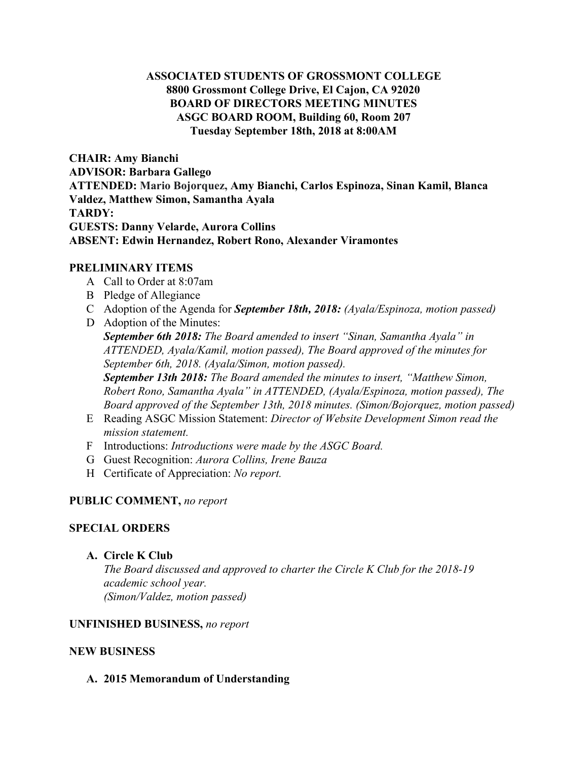**ASSOCIATED STUDENTS OF GROSSMONT COLLEGE**
**8800 Grossmont College Drive, El Cajon, CA 92020**
**BOARD OF DIRECTORS MEETING MINUTES**
**ASGC BOARD ROOM, Building 60, Room 207**
**Tuesday September 18th, 2018 at 8:00AM**

**CHAIR: Amy Bianchi**
**ADVISOR: Barbara Gallego**
**ATTENDED: Mario Bojorquez, Amy Bianchi, Carlos Espinoza, Sinan Kamil, Blanca Valdez, Matthew Simon, Samantha Ayala**
**TARDY:**
**GUESTS: Danny Velarde, Aurora Collins**
**ABSENT: Edwin Hernandez, Robert Rono, Alexander Viramontes**

**PRELIMINARY ITEMS**

- A Call to Order at 8:07am
- B Pledge of Allegiance
- C Adoption of the Agenda for ***September 18th, 2018:*** *(Ayala/Espinoza, motion passed)*
- D Adoption of the Minutes:
  ***September 6th 2018:*** *The Board amended to insert "Sinan, Samantha Ayala" in ATTENDED, Ayala/Kamil, motion passed), The Board approved of the minutes for September 6th, 2018. (Ayala/Simon, motion passed).*
  ***September 13th 2018:*** *The Board amended the minutes to insert, "Matthew Simon, Robert Rono, Samantha Ayala" in ATTENDED, (Ayala/Espinoza, motion passed), The Board approved of the September 13th, 2018 minutes. (Simon/Bojorquez, motion passed)*
- E Reading ASGC Mission Statement: *Director of Website Development Simon read the mission statement.*
- F Introductions: *Introductions were made by the ASGC Board.*
- G Guest Recognition: *Aurora Collins, Irene Bauza*
- H Certificate of Appreciation: *No report.*

**PUBLIC COMMENT,** *no report*

**SPECIAL ORDERS**

**A. Circle K Club**

*The Board discussed and approved to charter the Circle K Club for the 2018-19 academic school year.*
*(Simon/Valdez, motion passed)*

**UNFINISHED BUSINESS,** *no report*

**NEW BUSINESS**

**A. 2015 Memorandum of Understanding**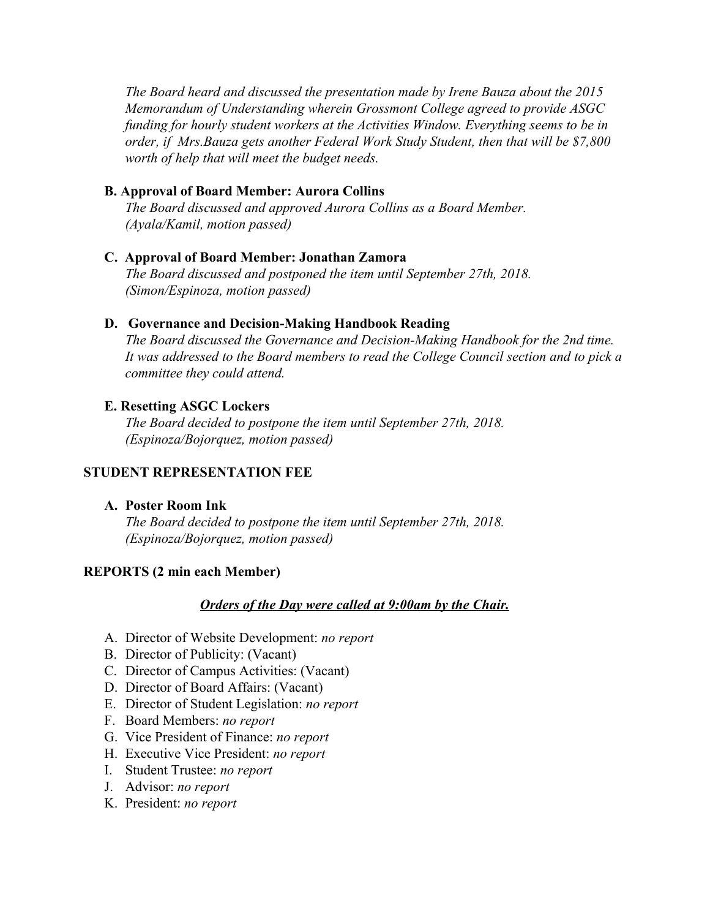*The Board heard and discussed the presentation made by Irene Bauza about the 2015 Memorandum of Understanding wherein Grossmont College agreed to provide ASGC funding for hourly student workers at the Activities Window. Everything seems to be in order, if Mrs.Bauza gets another Federal Work Study Student, then that will be $7,800 worth of help that will meet the budget needs.*

**B. Approval of Board Member: Aurora Collins**

*The Board discussed and approved Aurora Collins as a Board Member. (Ayala/Kamil, motion passed)*

**C. Approval of Board Member: Jonathan Zamora**

*The Board discussed and postponed the item until September 27th, 2018. (Simon/Espinoza, motion passed)*

**D. Governance and Decision-Making Handbook Reading**

*The Board discussed the Governance and Decision-Making Handbook for the 2nd time. It was addressed to the Board members to read the College Council section and to pick a committee they could attend.*

**E. Resetting ASGC Lockers**

*The Board decided to postpone the item until September 27th, 2018. (Espinoza/Bojorquez, motion passed)*

**STUDENT REPRESENTATION FEE**

**A. Poster Room Ink**

*The Board decided to postpone the item until September 27th, 2018. (Espinoza/Bojorquez, motion passed)*

**REPORTS (2 min each Member)**

***Orders of the Day were called at 9:00am by the Chair.***

A. Director of Website Development: *no report*
B. Director of Publicity: (Vacant)
C. Director of Campus Activities: (Vacant)
D. Director of Board Affairs: (Vacant)
E. Director of Student Legislation: *no report*
F. Board Members: *no report*
G. Vice President of Finance: *no report*
H. Executive Vice President: *no report*
I. Student Trustee: *no report*
J. Advisor: *no report*
K. President: *no report*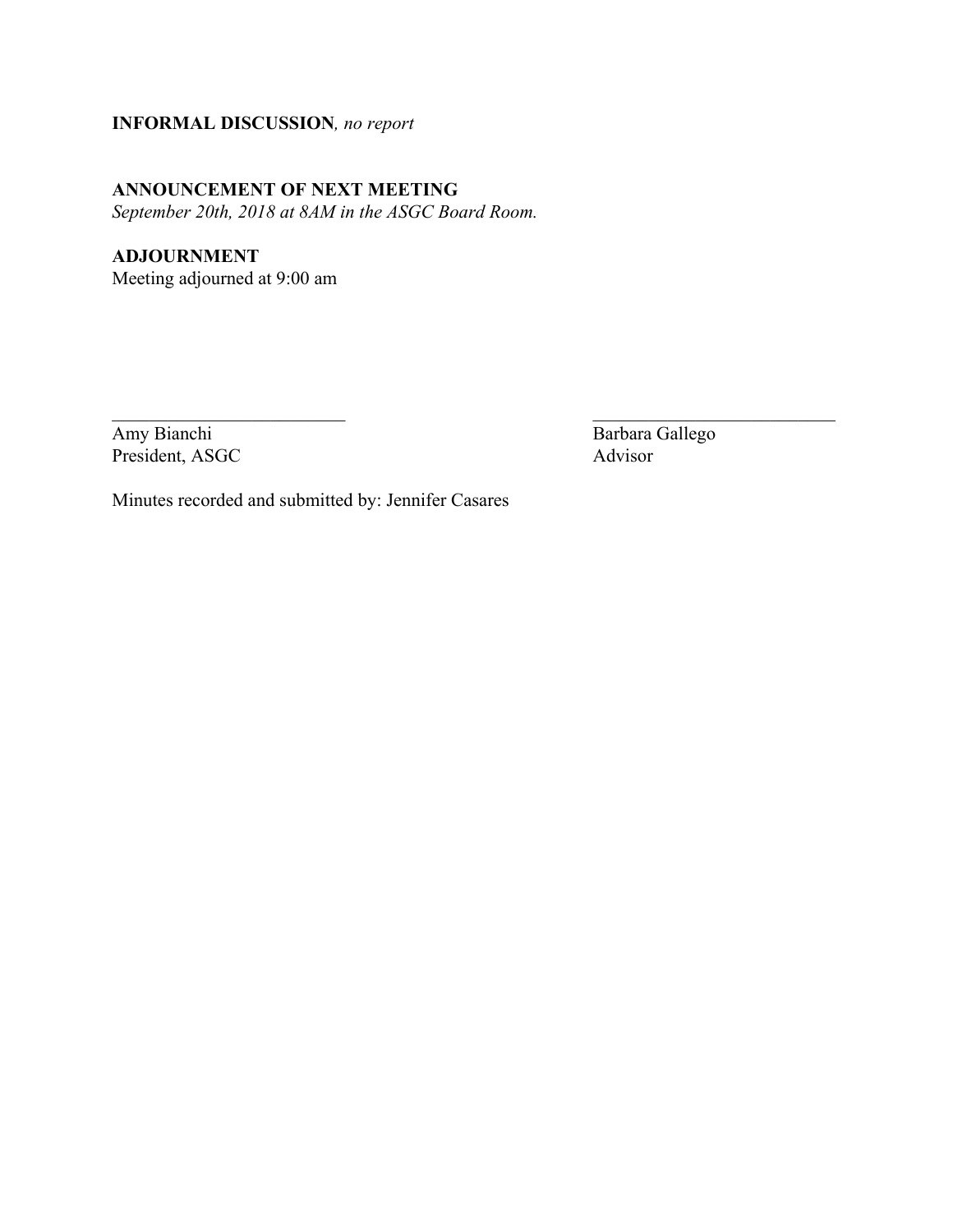**INFORMAL DISCUSSION**, *no report*

**ANNOUNCEMENT OF NEXT MEETING**
*September 20th, 2018 at 8AM in the ASGC Board Room.*

**ADJOURNMENT**
Meeting adjourned at 9:00 am

\_\_\_\_\_\_\_\_\_\_\_\_\_\_\_\_\_\_\_\_\_\_\_\_\_\_
Amy Bianchi
President, ASGC

\_\_\_\_\_\_\_\_\_\_\_\_\_\_\_\_\_\_\_\_\_\_\_\_\_\_
Barbara Gallego
Advisor

Minutes recorded and submitted by: Jennifer Casares